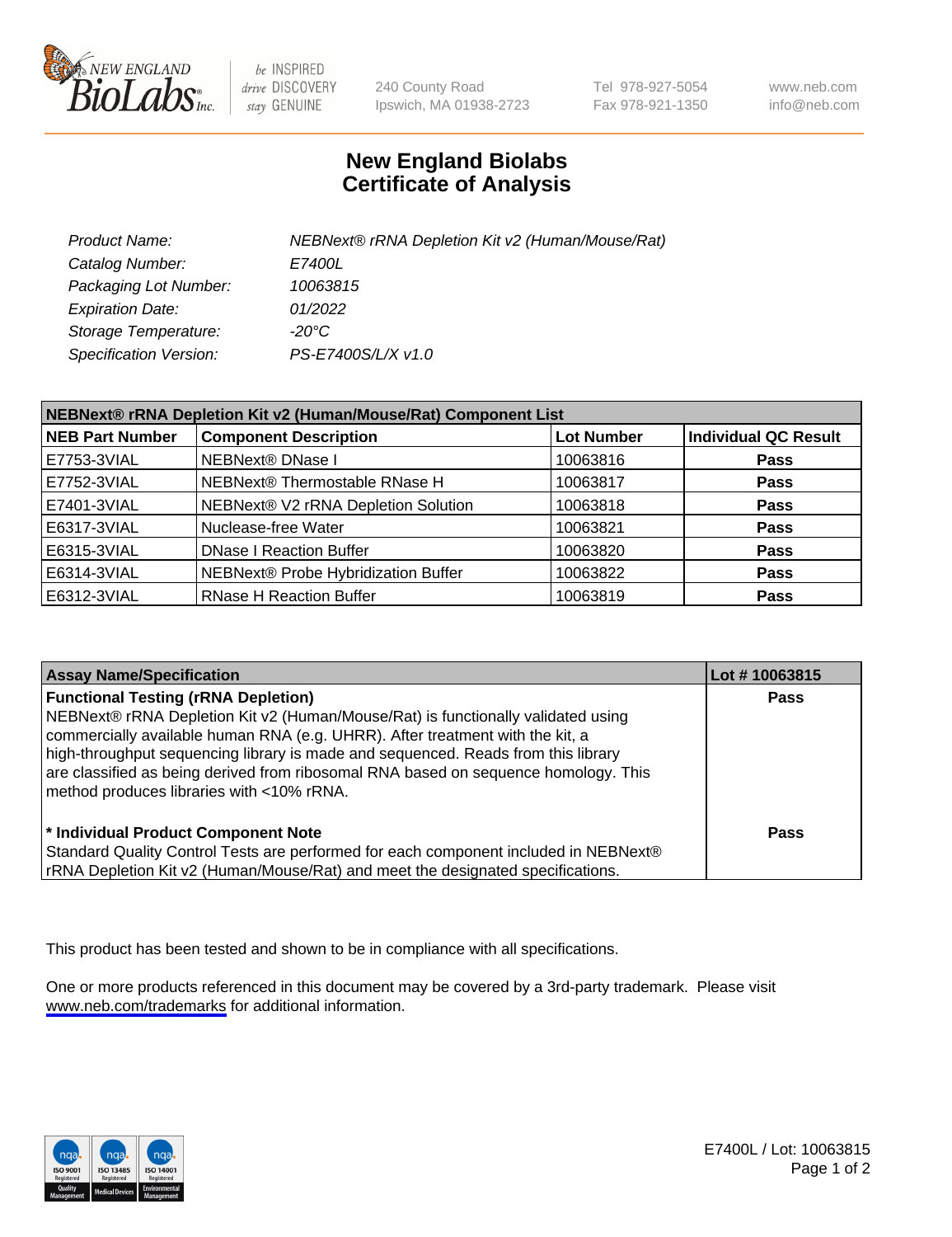# New England Biolabs Certificate of Analysis

| | |
|---|---|
| *Product Name:* | *NEBNext® rRNA Depletion Kit v2 (Human/Mouse/Rat)* |
| *Catalog Number:* | *E7400L* |
| *Packaging Lot Number:* | *10063815* |
| *Expiration Date:* | *01/2022* |
| *Storage Temperature:* | *-20°C* |
| *Specification Version:* | *PS-E7400S/L/X v1.0* |

**NEBNext® rRNA Depletion Kit v2 (Human/Mouse/Rat) Component List**

| NEB Part Number | Component Description | Lot Number | Individual QC Result |
|---|---|---|---|
| E7753-3VIAL | NEBNext® DNase I | 10063816 | **Pass** |
| E7752-3VIAL | NEBNext® Thermostable RNase H | 10063817 | **Pass** |
| E7401-3VIAL | NEBNext® V2 rRNA Depletion Solution | 10063818 | **Pass** |
| E6317-3VIAL | Nuclease-free Water | 10063821 | **Pass** |
| E6315-3VIAL | DNase I Reaction Buffer | 10063820 | **Pass** |
| E6314-3VIAL | NEBNext® Probe Hybridization Buffer | 10063822 | **Pass** |
| E6312-3VIAL | RNase H Reaction Buffer | 10063819 | **Pass** |

| Assay Name/Specification | Lot # 10063815 |
|---|---|
| **Functional Testing (rRNA Depletion)** NEBNext® rRNA Depletion Kit v2 (Human/Mouse/Rat) is functionally validated using commercially available human RNA (e.g. UHRR). After treatment with the kit, a high-throughput sequencing library is made and sequenced. Reads from this library are classified as being derived from ribosomal RNA based on sequence homology. This method produces libraries with <10% rRNA. | **Pass** |
| **\* Individual Product Component Note** Standard Quality Control Tests are performed for each component included in NEBNext® rRNA Depletion Kit v2 (Human/Mouse/Rat) and meet the designated specifications. | **Pass** |

This product has been tested and shown to be in compliance with all specifications.

One or more products referenced in this document may be covered by a 3rd-party trademark. Please visit www.neb.com/trademarks for additional information.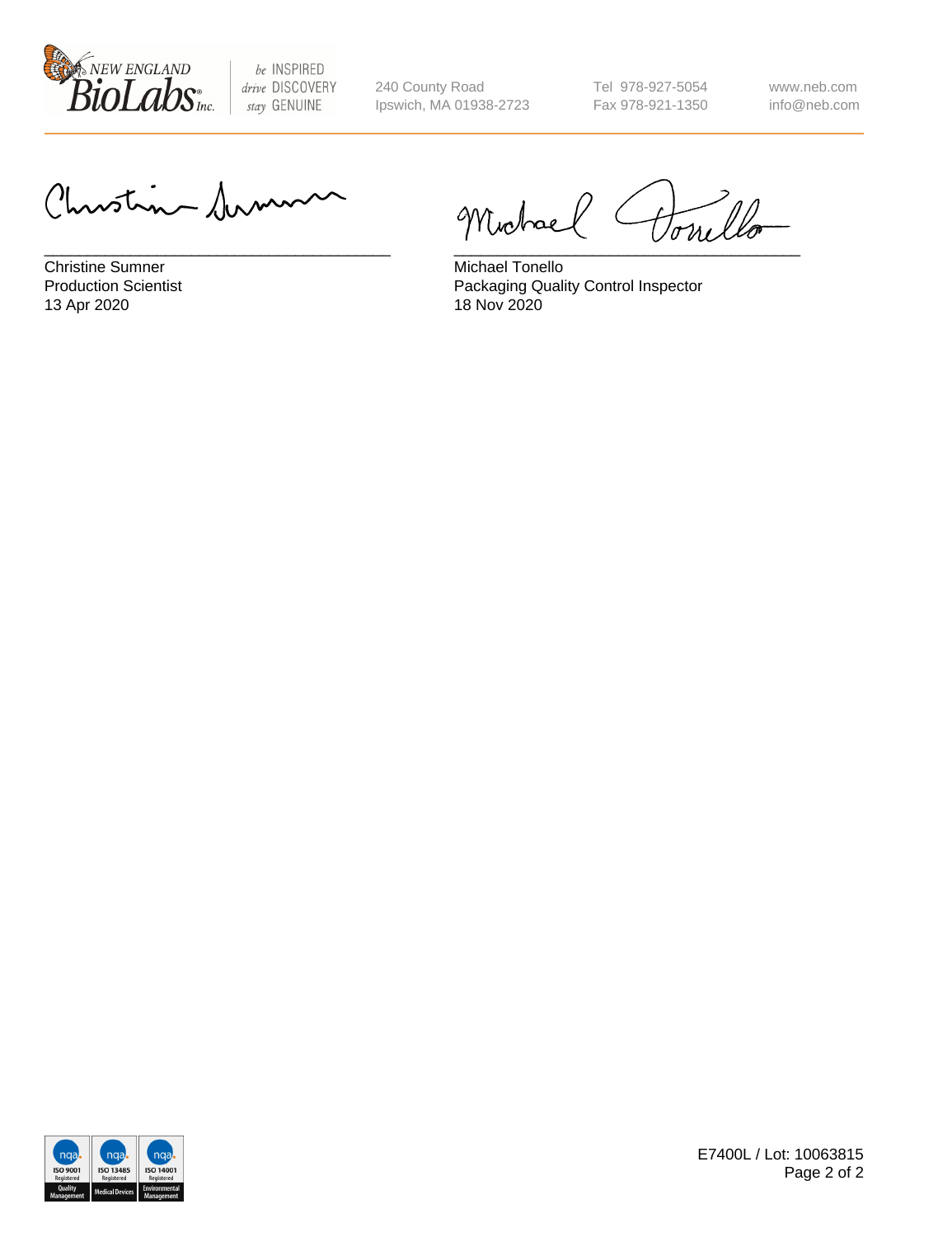240 County Road
Ipswich, MA 01938-2723

Tel 978-927-5054
Fax 978-921-1350

www.neb.com
info@neb.com

\_\_\_\_\_\_\_\_\_\_\_\_\_\_\_\_\_\_\_\_\_\_\_\_\_\_\_\_\_\_\_\_\_\_\_\_\_\_\_\_

Christine Sumner
Production Scientist
13 Apr 2020

\_\_\_\_\_\_\_\_\_\_\_\_\_\_\_\_\_\_\_\_\_\_\_\_\_\_\_\_\_\_\_\_\_\_\_\_\_\_\_\_

Michael Tonello
Packaging Quality Control Inspector
18 Nov 2020

E7400L / Lot: 10063815